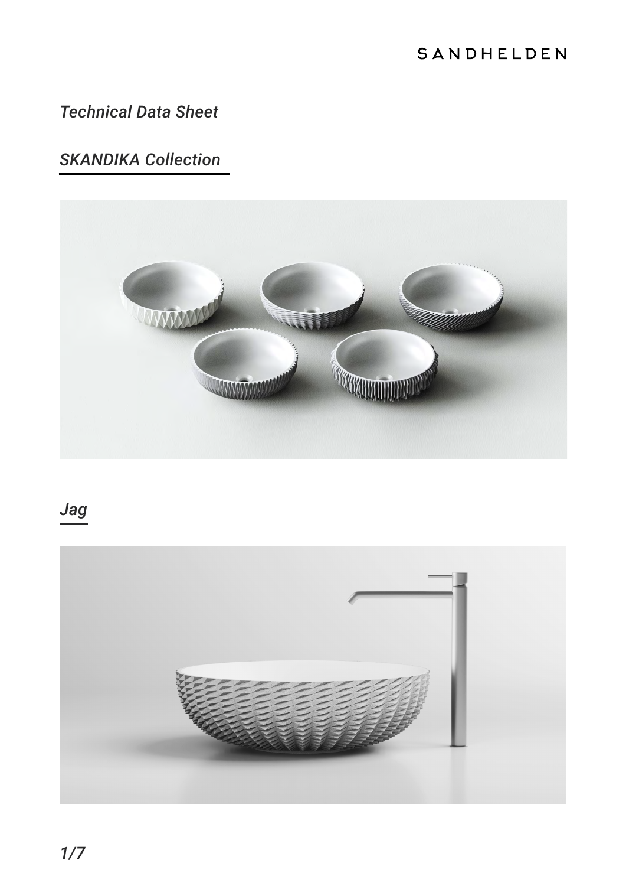SANDHELDEN

*Technical Data Sheet*

## *SKANDIKA Collection*

## *Jag*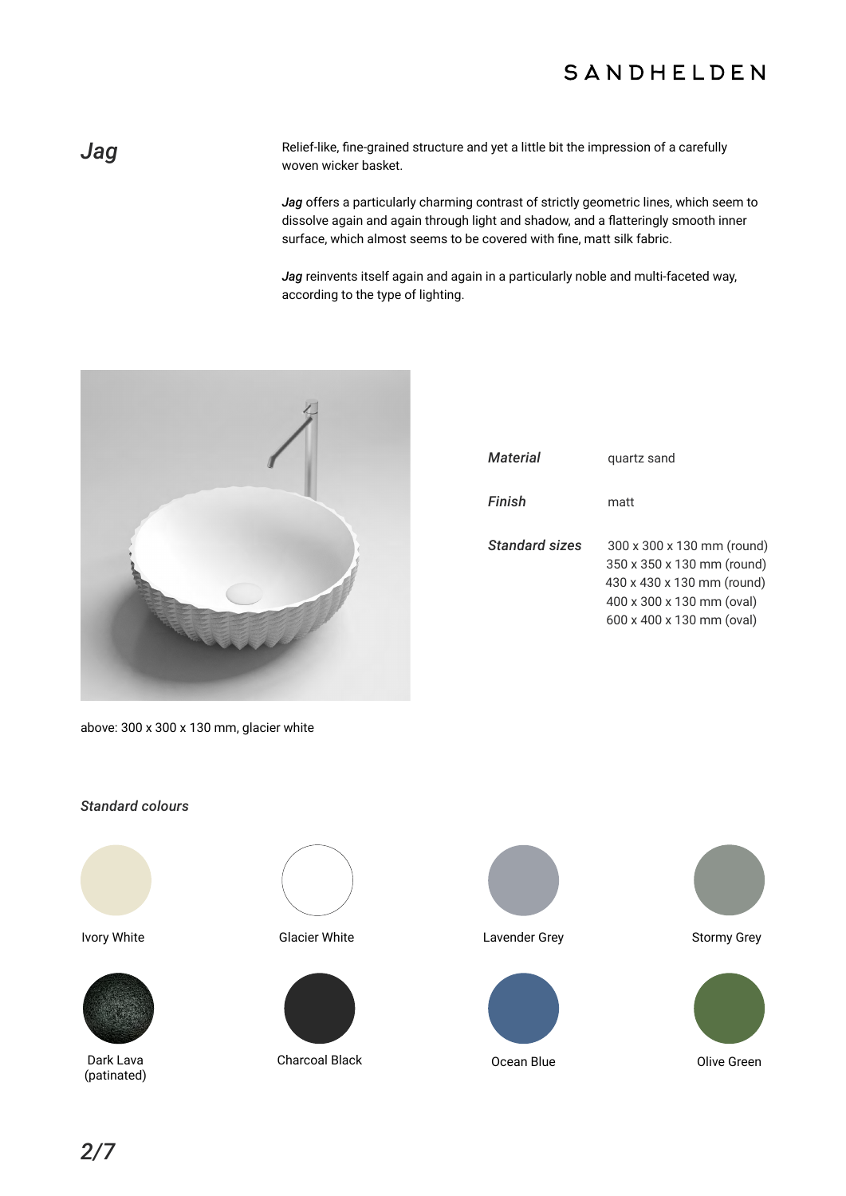# *Jag*

Relief-like, fine-grained structure and yet a little bit the impression of a carefully woven wicker basket.

***Jag*** offers a particularly charming contrast of strictly geometric lines, which seem to dissolve again and again through light and shadow, and a flatteringly smooth inner surface, which almost seems to be covered with fine, matt silk fabric.

***Jag*** reinvents itself again and again in a particularly noble and multi-faceted way, according to the type of lighting.

above: 300 x 300 x 130 mm, glacier white

| | |
|---|---|
| ***Material*** | quartz sand |
| ***Finish*** | matt |
| ***Standard sizes*** | 300 x 300 x 130 mm (round)<br>350 x 350 x 130 mm (round)<br>430 x 430 x 130 mm (round)<br>400 x 300 x 130 mm (oval)<br>600 x 400 x 130 mm (oval) |

***Standard colours***

- Ivory White
- Glacier White
- Lavender Grey
- Stormy Grey
- Dark Lava (patinated)
- Charcoal Black
- Ocean Blue
- Olive Green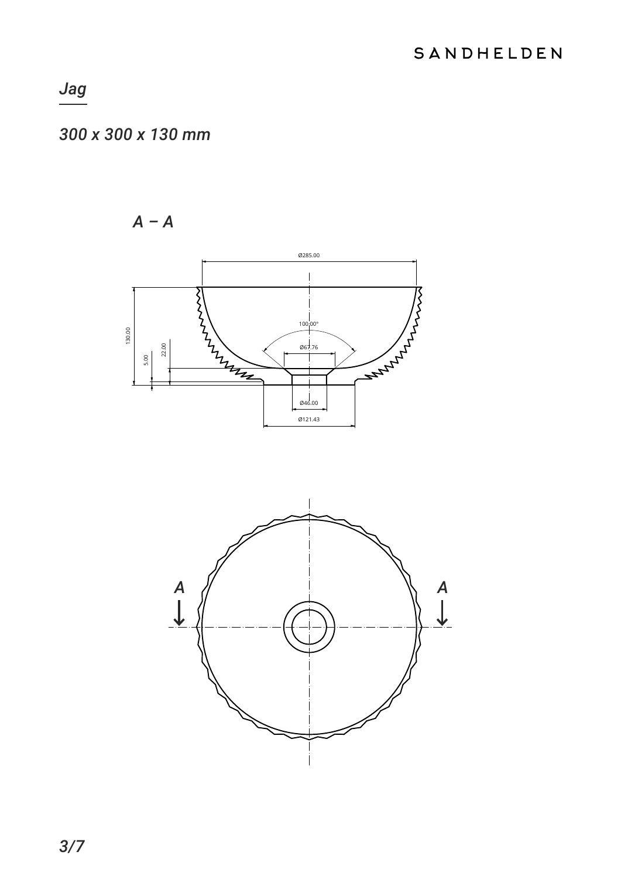# Jag

*300 x 300 x 130 mm*

*A – A*

Ø285.00

100.00°

Ø67.76

130.00

22.00

5.00

Ø46.00

Ø121.43

A

A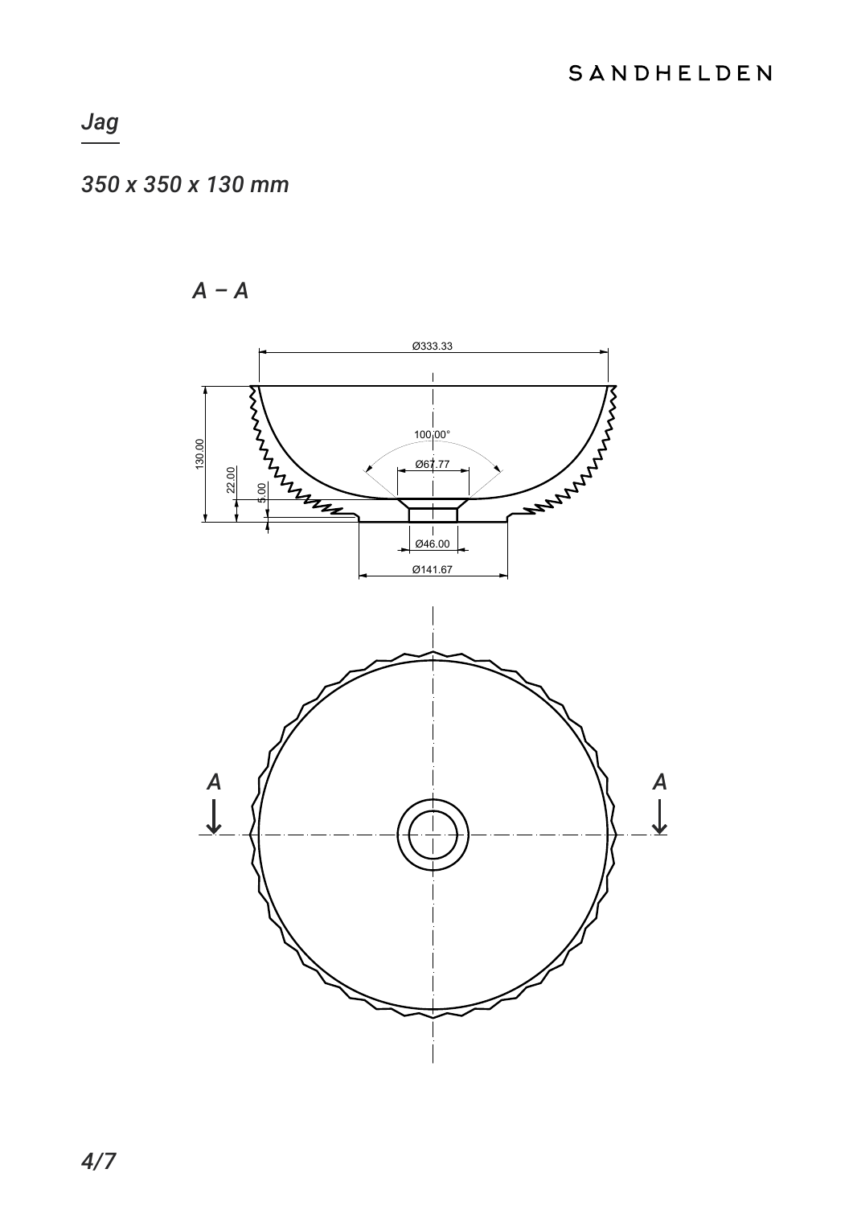*Jag*

*350 x 350 x 130 mm*

*A – A*

Ø333.33

100.00°

Ø67.77

130.00

22.00

5.00

Ø46.00

Ø141.67

A

A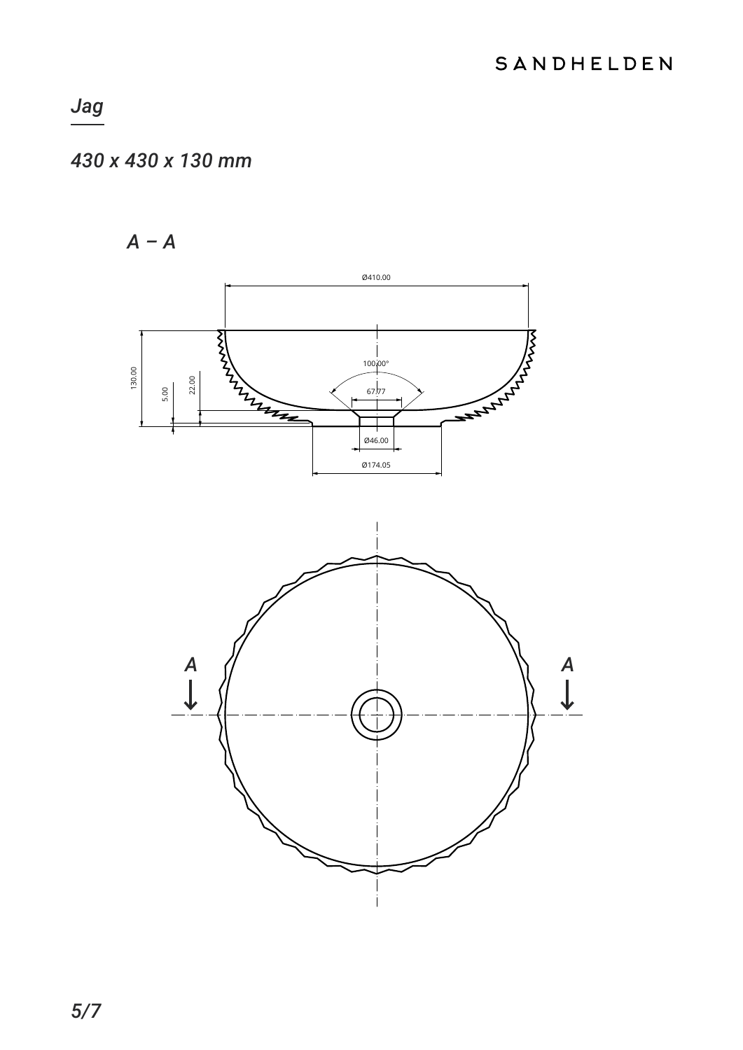*Jag*

*430 x 430 x 130 mm*

*A – A*

Ø410.00

130.00

5.00

22.00

100.00°

67.77

Ø46.00

Ø174.05

A

A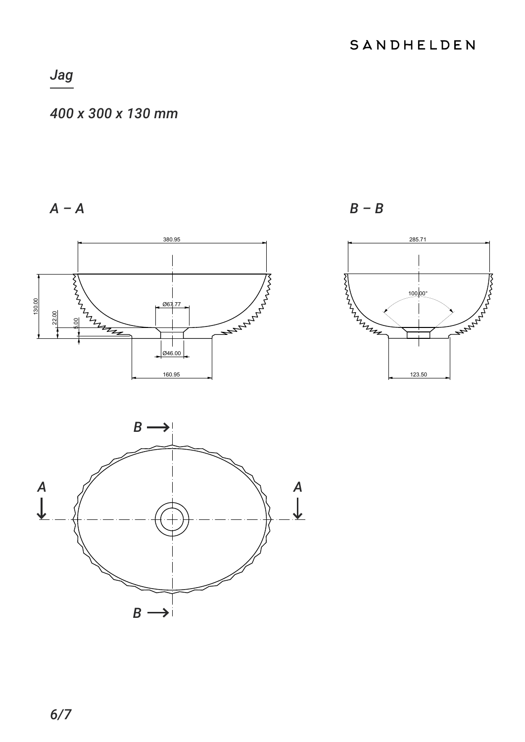## *Jag*

*400 x 300 x 130 mm*

*A – A*

380.95

130.00

22.00

5.00

Ø67.77

Ø46.00

160.95

*B – B*

285.71

100.00°

123.50

*B* →

*A*

*A*

*B* →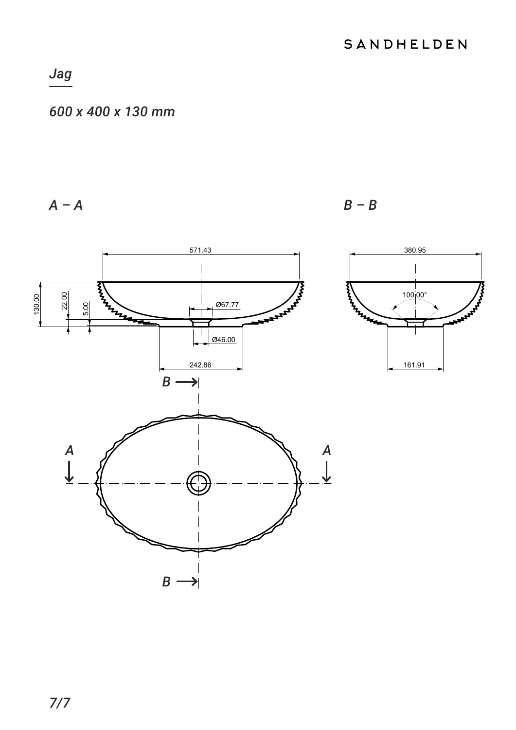SANDHELDEN

## *Jag*

*600 x 400 x 130 mm*

*A – A*

*B – B*

571.43

130.00

22.00

5.00

Ø67.77

Ø46.00

242.86

380.95

100.00°

161.91

*B*

*A*

*A*

*B*